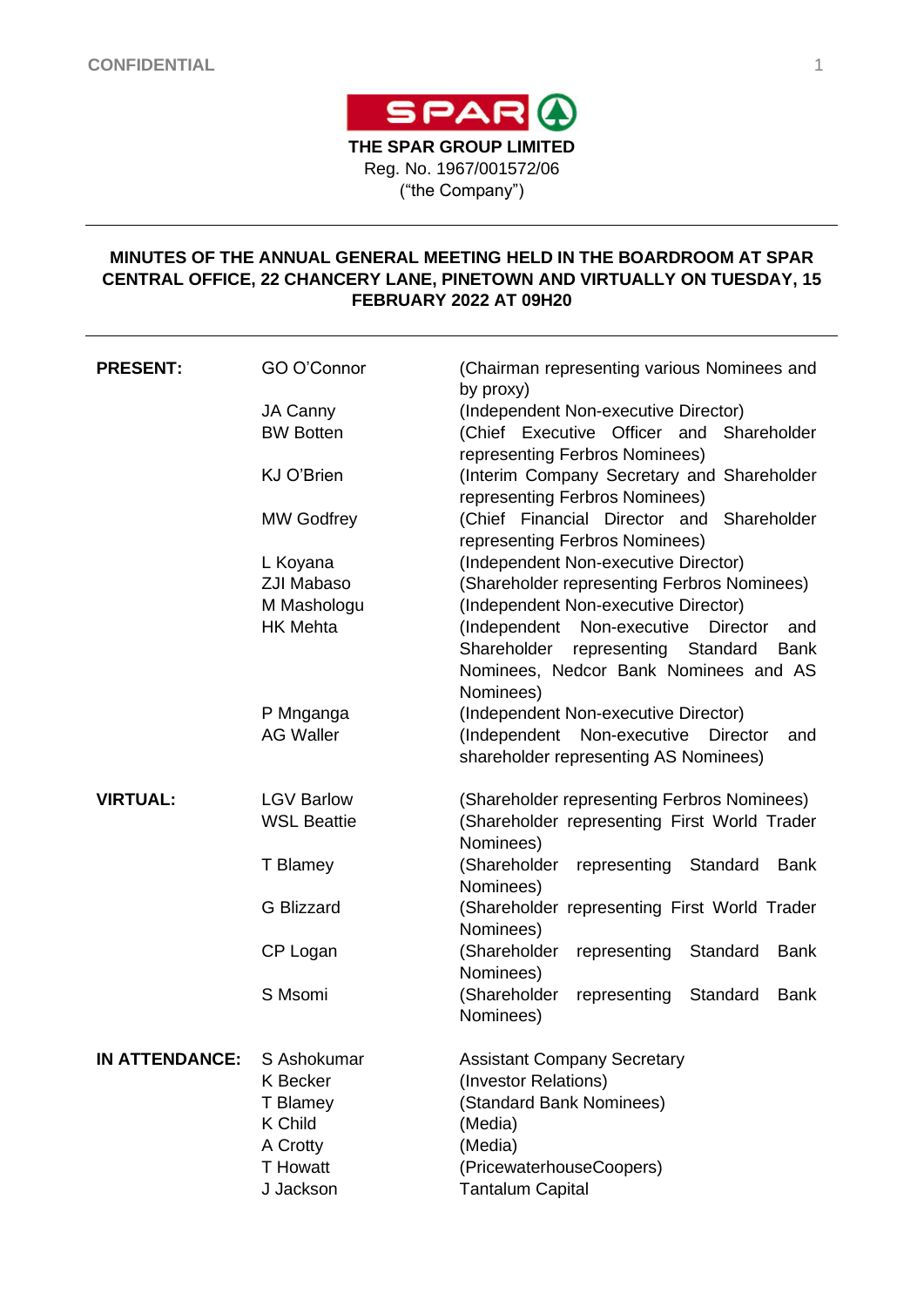CONFIDENTIAL

**THE SPAR GROUP LIMITED**
Reg. No. 1967/001572/06
("the Company")

---

**MINUTES OF THE ANNUAL GENERAL MEETING HELD IN THE BOARDROOM AT SPAR CENTRAL OFFICE, 22 CHANCERY LANE, PINETOWN AND VIRTUALLY ON TUESDAY, 15 FEBRUARY 2022 AT 09H20**

---

| | | |
|---|---|---|
| **PRESENT:** | GO O'Connor | (Chairman representing various Nominees and by proxy) |
| | JA Canny | (Independent Non-executive Director) |
| | BW Botten | (Chief Executive Officer and Shareholder representing Ferbros Nominees) |
| | KJ O'Brien | (Interim Company Secretary and Shareholder representing Ferbros Nominees) |
| | MW Godfrey | (Chief Financial Director and Shareholder representing Ferbros Nominees) |
| | L Koyana | (Independent Non-executive Director) |
| | ZJI Mabaso | (Shareholder representing Ferbros Nominees) |
| | M Mashologu | (Independent Non-executive Director) |
| | HK Mehta | (Independent Non-executive Director and Shareholder representing Standard Bank Nominees, Nedcor Bank Nominees and AS Nominees) |
| | P Mnganga | (Independent Non-executive Director) |
| | AG Waller | (Independent Non-executive Director and shareholder representing AS Nominees) |
| **VIRTUAL:** | LGV Barlow | (Shareholder representing Ferbros Nominees) |
| | WSL Beattie | (Shareholder representing First World Trader Nominees) |
| | T Blamey | (Shareholder representing Standard Bank Nominees) |
| | G Blizzard | (Shareholder representing First World Trader Nominees) |
| | CP Logan | (Shareholder representing Standard Bank Nominees) |
| | S Msomi | (Shareholder representing Standard Bank Nominees) |
| **IN ATTENDANCE:** | S Ashokumar | Assistant Company Secretary |
| | K Becker | (Investor Relations) |
| | T Blamey | (Standard Bank Nominees) |
| | K Child | (Media) |
| | A Crotty | (Media) |
| | T Howatt | (PricewaterhouseCoopers) |
| | J Jackson | Tantalum Capital |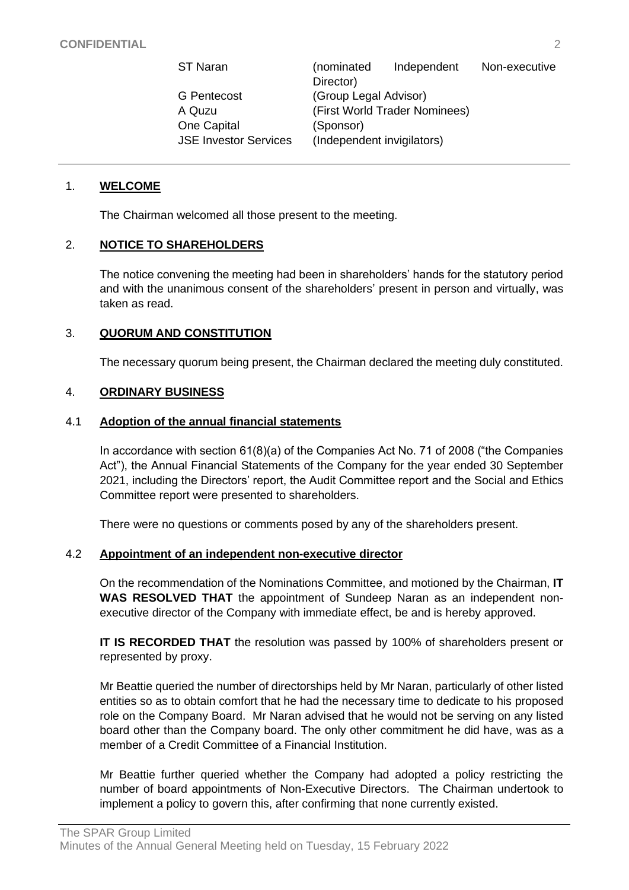CONFIDENTIAL

| | |
|---|---|
| ST Naran | (nominated Independent Non-executive Director) |
| G Pentecost | (Group Legal Advisor) |
| A Quzu | (First World Trader Nominees) |
| One Capital | (Sponsor) |
| JSE Investor Services | (Independent invigilators) |

## 1. **WELCOME**

The Chairman welcomed all those present to the meeting.

## 2. **NOTICE TO SHAREHOLDERS**

The notice convening the meeting had been in shareholders' hands for the statutory period and with the unanimous consent of the shareholders' present in person and virtually, was taken as read.

## 3. **QUORUM AND CONSTITUTION**

The necessary quorum being present, the Chairman declared the meeting duly constituted.

## 4. **ORDINARY BUSINESS**

### 4.1 **Adoption of the annual financial statements**

In accordance with section 61(8)(a) of the Companies Act No. 71 of 2008 ("the Companies Act"), the Annual Financial Statements of the Company for the year ended 30 September 2021, including the Directors' report, the Audit Committee report and the Social and Ethics Committee report were presented to shareholders.

There were no questions or comments posed by any of the shareholders present.

### 4.2 **Appointment of an independent non-executive director**

On the recommendation of the Nominations Committee, and motioned by the Chairman, **IT WAS RESOLVED THAT** the appointment of Sundeep Naran as an independent non-executive director of the Company with immediate effect, be and is hereby approved.

**IT IS RECORDED THAT** the resolution was passed by 100% of shareholders present or represented by proxy.

Mr Beattie queried the number of directorships held by Mr Naran, particularly of other listed entities so as to obtain comfort that he had the necessary time to dedicate to his proposed role on the Company Board. Mr Naran advised that he would not be serving on any listed board other than the Company board. The only other commitment he did have, was as a member of a Credit Committee of a Financial Institution.

Mr Beattie further queried whether the Company had adopted a policy restricting the number of board appointments of Non-Executive Directors. The Chairman undertook to implement a policy to govern this, after confirming that none currently existed.

The SPAR Group Limited
Minutes of the Annual General Meeting held on Tuesday, 15 February 2022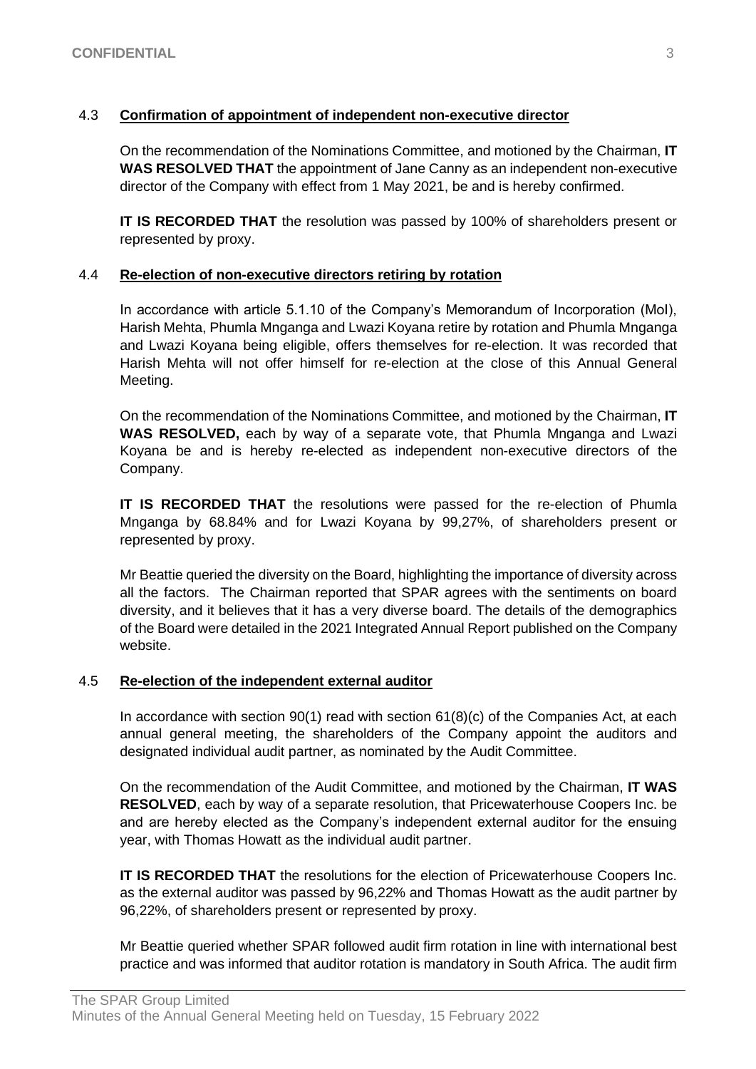### 4.3 **Confirmation of appointment of independent non-executive director**

On the recommendation of the Nominations Committee, and motioned by the Chairman, **IT WAS RESOLVED THAT** the appointment of Jane Canny as an independent non-executive director of the Company with effect from 1 May 2021, be and is hereby confirmed.

**IT IS RECORDED THAT** the resolution was passed by 100% of shareholders present or represented by proxy.

### 4.4 **Re-election of non-executive directors retiring by rotation**

In accordance with article 5.1.10 of the Company's Memorandum of Incorporation (MoI), Harish Mehta, Phumla Mnganga and Lwazi Koyana retire by rotation and Phumla Mnganga and Lwazi Koyana being eligible, offers themselves for re-election. It was recorded that Harish Mehta will not offer himself for re-election at the close of this Annual General Meeting.

On the recommendation of the Nominations Committee, and motioned by the Chairman, **IT WAS RESOLVED,** each by way of a separate vote, that Phumla Mnganga and Lwazi Koyana be and is hereby re-elected as independent non-executive directors of the Company.

**IT IS RECORDED THAT** the resolutions were passed for the re-election of Phumla Mnganga by 68.84% and for Lwazi Koyana by 99,27%, of shareholders present or represented by proxy.

Mr Beattie queried the diversity on the Board, highlighting the importance of diversity across all the factors. The Chairman reported that SPAR agrees with the sentiments on board diversity, and it believes that it has a very diverse board. The details of the demographics of the Board were detailed in the 2021 Integrated Annual Report published on the Company website.

### 4.5 **Re-election of the independent external auditor**

In accordance with section 90(1) read with section 61(8)(c) of the Companies Act, at each annual general meeting, the shareholders of the Company appoint the auditors and designated individual audit partner, as nominated by the Audit Committee.

On the recommendation of the Audit Committee, and motioned by the Chairman, **IT WAS RESOLVED**, each by way of a separate resolution, that Pricewaterhouse Coopers Inc. be and are hereby elected as the Company's independent external auditor for the ensuing year, with Thomas Howatt as the individual audit partner.

**IT IS RECORDED THAT** the resolutions for the election of Pricewaterhouse Coopers Inc. as the external auditor was passed by 96,22% and Thomas Howatt as the audit partner by 96,22%, of shareholders present or represented by proxy.

Mr Beattie queried whether SPAR followed audit firm rotation in line with international best practice and was informed that auditor rotation is mandatory in South Africa. The audit firm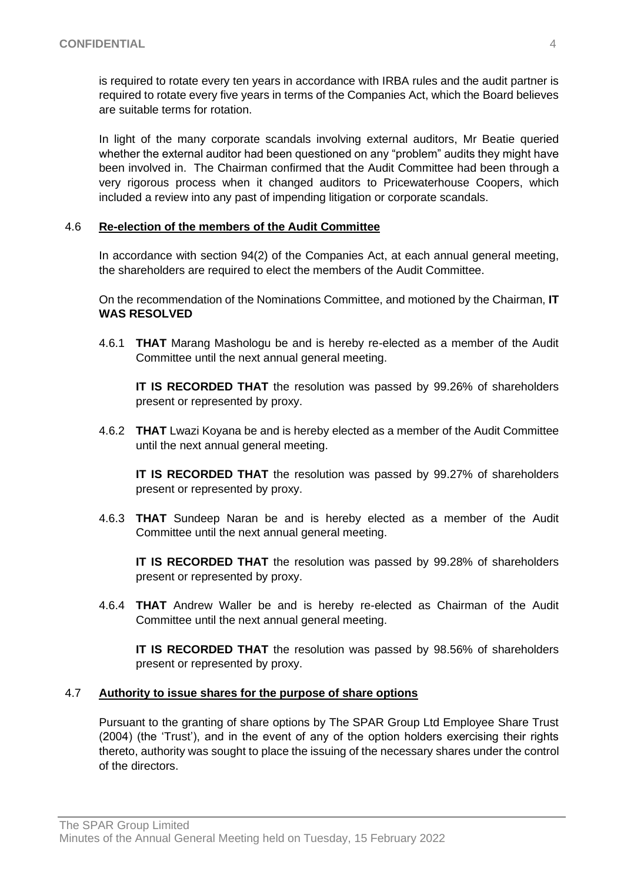is required to rotate every ten years in accordance with IRBA rules and the audit partner is required to rotate every five years in terms of the Companies Act, which the Board believes are suitable terms for rotation.

In light of the many corporate scandals involving external auditors, Mr Beatie queried whether the external auditor had been questioned on any "problem" audits they might have been involved in. The Chairman confirmed that the Audit Committee had been through a very rigorous process when it changed auditors to Pricewaterhouse Coopers, which included a review into any past of impending litigation or corporate scandals.

## 4.6 Re-election of the members of the Audit Committee

In accordance with section 94(2) of the Companies Act, at each annual general meeting, the shareholders are required to elect the members of the Audit Committee.

On the recommendation of the Nominations Committee, and motioned by the Chairman, **IT WAS RESOLVED**

4.6.1 **THAT** Marang Mashologu be and is hereby re-elected as a member of the Audit Committee until the next annual general meeting.

**IT IS RECORDED THAT** the resolution was passed by 99.26% of shareholders present or represented by proxy.

4.6.2 **THAT** Lwazi Koyana be and is hereby elected as a member of the Audit Committee until the next annual general meeting.

**IT IS RECORDED THAT** the resolution was passed by 99.27% of shareholders present or represented by proxy.

4.6.3 **THAT** Sundeep Naran be and is hereby elected as a member of the Audit Committee until the next annual general meeting.

**IT IS RECORDED THAT** the resolution was passed by 99.28% of shareholders present or represented by proxy.

4.6.4 **THAT** Andrew Waller be and is hereby re-elected as Chairman of the Audit Committee until the next annual general meeting.

**IT IS RECORDED THAT** the resolution was passed by 98.56% of shareholders present or represented by proxy.

## 4.7 Authority to issue shares for the purpose of share options

Pursuant to the granting of share options by The SPAR Group Ltd Employee Share Trust (2004) (the 'Trust'), and in the event of any of the option holders exercising their rights thereto, authority was sought to place the issuing of the necessary shares under the control of the directors.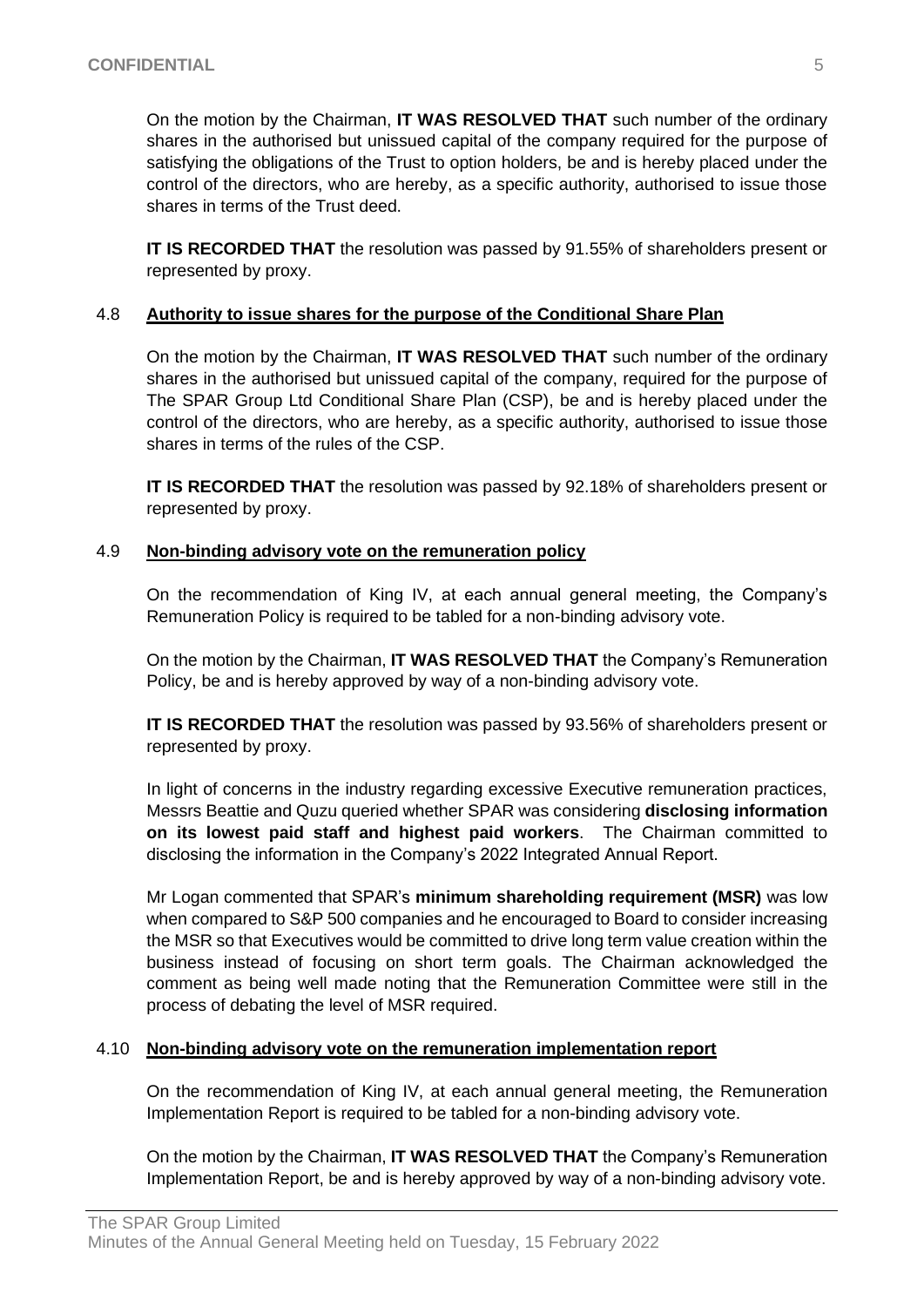On the motion by the Chairman, **IT WAS RESOLVED THAT** such number of the ordinary shares in the authorised but unissued capital of the company required for the purpose of satisfying the obligations of the Trust to option holders, be and is hereby placed under the control of the directors, who are hereby, as a specific authority, authorised to issue those shares in terms of the Trust deed.

**IT IS RECORDED THAT** the resolution was passed by 91.55% of shareholders present or represented by proxy.

### 4.8 Authority to issue shares for the purpose of the Conditional Share Plan

On the motion by the Chairman, **IT WAS RESOLVED THAT** such number of the ordinary shares in the authorised but unissued capital of the company, required for the purpose of The SPAR Group Ltd Conditional Share Plan (CSP), be and is hereby placed under the control of the directors, who are hereby, as a specific authority, authorised to issue those shares in terms of the rules of the CSP.

**IT IS RECORDED THAT** the resolution was passed by 92.18% of shareholders present or represented by proxy.

### 4.9 Non-binding advisory vote on the remuneration policy

On the recommendation of King IV, at each annual general meeting, the Company's Remuneration Policy is required to be tabled for a non-binding advisory vote.

On the motion by the Chairman, **IT WAS RESOLVED THAT** the Company's Remuneration Policy, be and is hereby approved by way of a non-binding advisory vote.

**IT IS RECORDED THAT** the resolution was passed by 93.56% of shareholders present or represented by proxy.

In light of concerns in the industry regarding excessive Executive remuneration practices, Messrs Beattie and Quzu queried whether SPAR was considering **disclosing information on its lowest paid staff and highest paid workers**. The Chairman committed to disclosing the information in the Company's 2022 Integrated Annual Report.

Mr Logan commented that SPAR's **minimum shareholding requirement (MSR)** was low when compared to S&P 500 companies and he encouraged to Board to consider increasing the MSR so that Executives would be committed to drive long term value creation within the business instead of focusing on short term goals. The Chairman acknowledged the comment as being well made noting that the Remuneration Committee were still in the process of debating the level of MSR required.

### 4.10 Non-binding advisory vote on the remuneration implementation report

On the recommendation of King IV, at each annual general meeting, the Remuneration Implementation Report is required to be tabled for a non-binding advisory vote.

On the motion by the Chairman, **IT WAS RESOLVED THAT** the Company's Remuneration Implementation Report, be and is hereby approved by way of a non-binding advisory vote.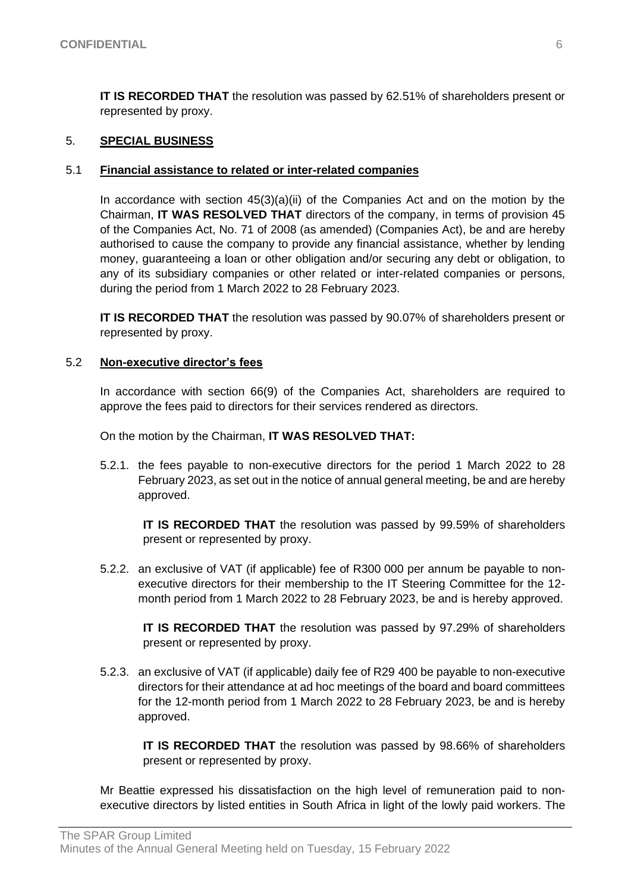**IT IS RECORDED THAT** the resolution was passed by 62.51% of shareholders present or represented by proxy.

## 5. SPECIAL BUSINESS

### 5.1 Financial assistance to related or inter-related companies

In accordance with section 45(3)(a)(ii) of the Companies Act and on the motion by the Chairman, **IT WAS RESOLVED THAT** directors of the company, in terms of provision 45 of the Companies Act, No. 71 of 2008 (as amended) (Companies Act), be and are hereby authorised to cause the company to provide any financial assistance, whether by lending money, guaranteeing a loan or other obligation and/or securing any debt or obligation, to any of its subsidiary companies or other related or inter-related companies or persons, during the period from 1 March 2022 to 28 February 2023.

**IT IS RECORDED THAT** the resolution was passed by 90.07% of shareholders present or represented by proxy.

### 5.2 Non-executive director's fees

In accordance with section 66(9) of the Companies Act, shareholders are required to approve the fees paid to directors for their services rendered as directors.

On the motion by the Chairman, **IT WAS RESOLVED THAT:**

5.2.1. the fees payable to non-executive directors for the period 1 March 2022 to 28 February 2023, as set out in the notice of annual general meeting, be and are hereby approved.

**IT IS RECORDED THAT** the resolution was passed by 99.59% of shareholders present or represented by proxy.

5.2.2. an exclusive of VAT (if applicable) fee of R300 000 per annum be payable to non-executive directors for their membership to the IT Steering Committee for the 12-month period from 1 March 2022 to 28 February 2023, be and is hereby approved.

**IT IS RECORDED THAT** the resolution was passed by 97.29% of shareholders present or represented by proxy.

5.2.3. an exclusive of VAT (if applicable) daily fee of R29 400 be payable to non-executive directors for their attendance at ad hoc meetings of the board and board committees for the 12-month period from 1 March 2022 to 28 February 2023, be and is hereby approved.

**IT IS RECORDED THAT** the resolution was passed by 98.66% of shareholders present or represented by proxy.

Mr Beattie expressed his dissatisfaction on the high level of remuneration paid to non-executive directors by listed entities in South Africa in light of the lowly paid workers. The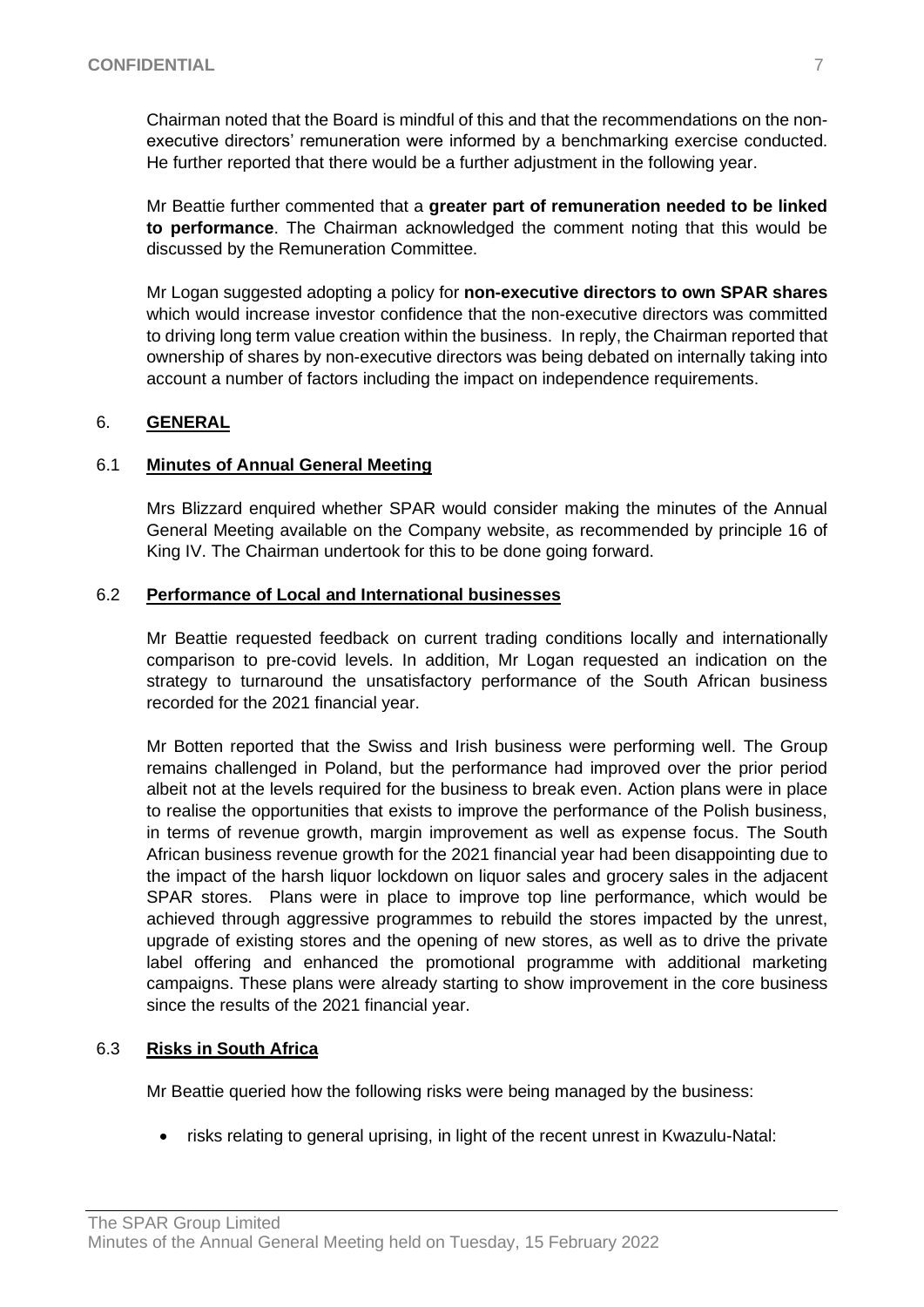Chairman noted that the Board is mindful of this and that the recommendations on the non-executive directors' remuneration were informed by a benchmarking exercise conducted. He further reported that there would be a further adjustment in the following year.

Mr Beattie further commented that a **greater part of remuneration needed to be linked to performance**. The Chairman acknowledged the comment noting that this would be discussed by the Remuneration Committee.

Mr Logan suggested adopting a policy for **non-executive directors to own SPAR shares** which would increase investor confidence that the non-executive directors was committed to driving long term value creation within the business. In reply, the Chairman reported that ownership of shares by non-executive directors was being debated on internally taking into account a number of factors including the impact on independence requirements.

## 6. GENERAL

### 6.1 Minutes of Annual General Meeting

Mrs Blizzard enquired whether SPAR would consider making the minutes of the Annual General Meeting available on the Company website, as recommended by principle 16 of King IV. The Chairman undertook for this to be done going forward.

### 6.2 Performance of Local and International businesses

Mr Beattie requested feedback on current trading conditions locally and internationally comparison to pre-covid levels. In addition, Mr Logan requested an indication on the strategy to turnaround the unsatisfactory performance of the South African business recorded for the 2021 financial year.

Mr Botten reported that the Swiss and Irish business were performing well. The Group remains challenged in Poland, but the performance had improved over the prior period albeit not at the levels required for the business to break even. Action plans were in place to realise the opportunities that exists to improve the performance of the Polish business, in terms of revenue growth, margin improvement as well as expense focus. The South African business revenue growth for the 2021 financial year had been disappointing due to the impact of the harsh liquor lockdown on liquor sales and grocery sales in the adjacent SPAR stores. Plans were in place to improve top line performance, which would be achieved through aggressive programmes to rebuild the stores impacted by the unrest, upgrade of existing stores and the opening of new stores, as well as to drive the private label offering and enhanced the promotional programme with additional marketing campaigns. These plans were already starting to show improvement in the core business since the results of the 2021 financial year.

### 6.3 Risks in South Africa

Mr Beattie queried how the following risks were being managed by the business:

- risks relating to general uprising, in light of the recent unrest in Kwazulu-Natal: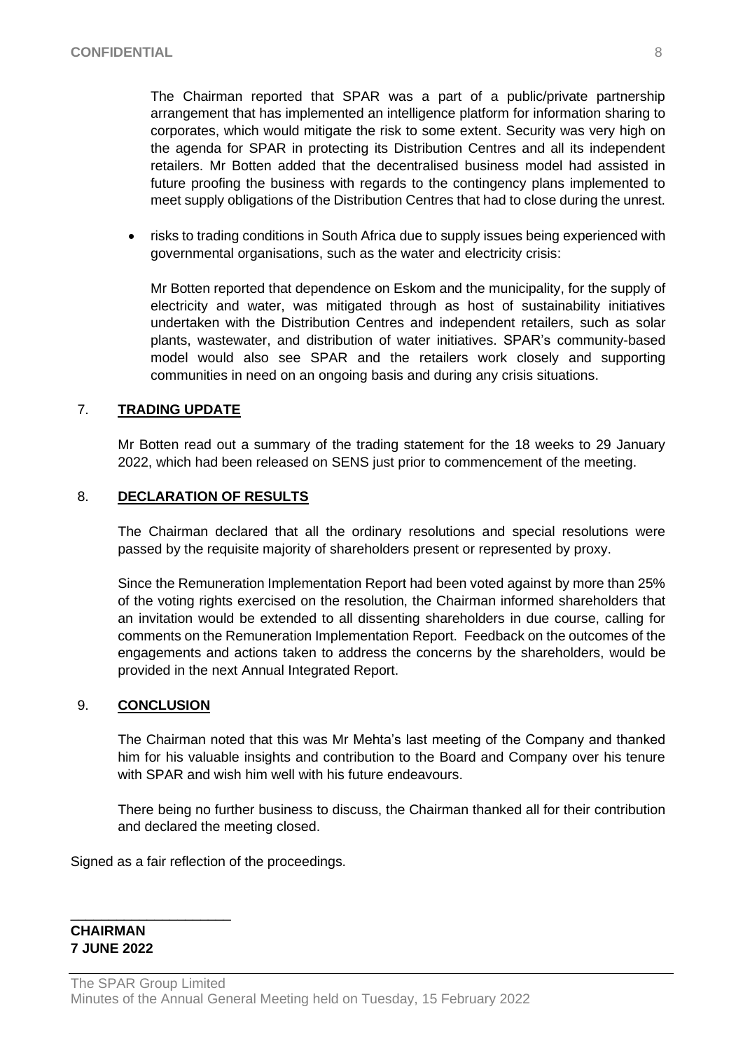The Chairman reported that SPAR was a part of a public/private partnership arrangement that has implemented an intelligence platform for information sharing to corporates, which would mitigate the risk to some extent. Security was very high on the agenda for SPAR in protecting its Distribution Centres and all its independent retailers. Mr Botten added that the decentralised business model had assisted in future proofing the business with regards to the contingency plans implemented to meet supply obligations of the Distribution Centres that had to close during the unrest.

- risks to trading conditions in South Africa due to supply issues being experienced with governmental organisations, such as the water and electricity crisis:

  Mr Botten reported that dependence on Eskom and the municipality, for the supply of electricity and water, was mitigated through as host of sustainability initiatives undertaken with the Distribution Centres and independent retailers, such as solar plants, wastewater, and distribution of water initiatives. SPAR's community-based model would also see SPAR and the retailers work closely and supporting communities in need on an ongoing basis and during any crisis situations.

## 7. TRADING UPDATE

Mr Botten read out a summary of the trading statement for the 18 weeks to 29 January 2022, which had been released on SENS just prior to commencement of the meeting.

## 8. DECLARATION OF RESULTS

The Chairman declared that all the ordinary resolutions and special resolutions were passed by the requisite majority of shareholders present or represented by proxy.

Since the Remuneration Implementation Report had been voted against by more than 25% of the voting rights exercised on the resolution, the Chairman informed shareholders that an invitation would be extended to all dissenting shareholders in due course, calling for comments on the Remuneration Implementation Report. Feedback on the outcomes of the engagements and actions taken to address the concerns by the shareholders, would be provided in the next Annual Integrated Report.

## 9. CONCLUSION

The Chairman noted that this was Mr Mehta's last meeting of the Company and thanked him for his valuable insights and contribution to the Board and Company over his tenure with SPAR and wish him well with his future endeavours.

There being no further business to discuss, the Chairman thanked all for their contribution and declared the meeting closed.

Signed as a fair reflection of the proceedings.

\_\_\_\_\_\_\_\_\_\_\_\_\_\_\_\_\_\_\_\_

**CHAIRMAN**
**7 JUNE 2022**